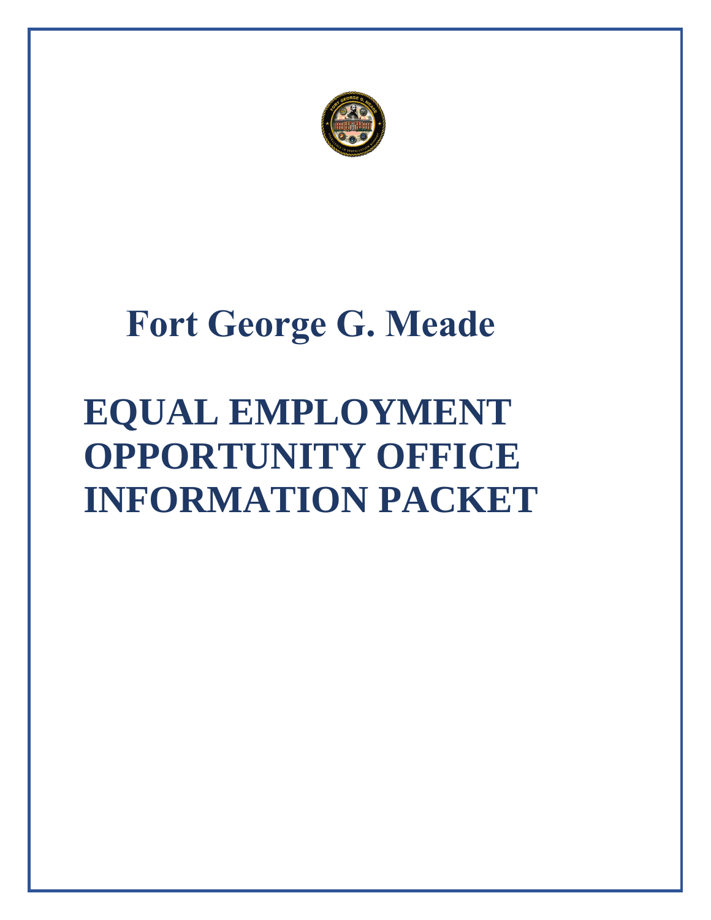# Fort George G. Meade

# EQUAL EMPLOYMENT OPPORTUNITY OFFICE INFORMATION PACKET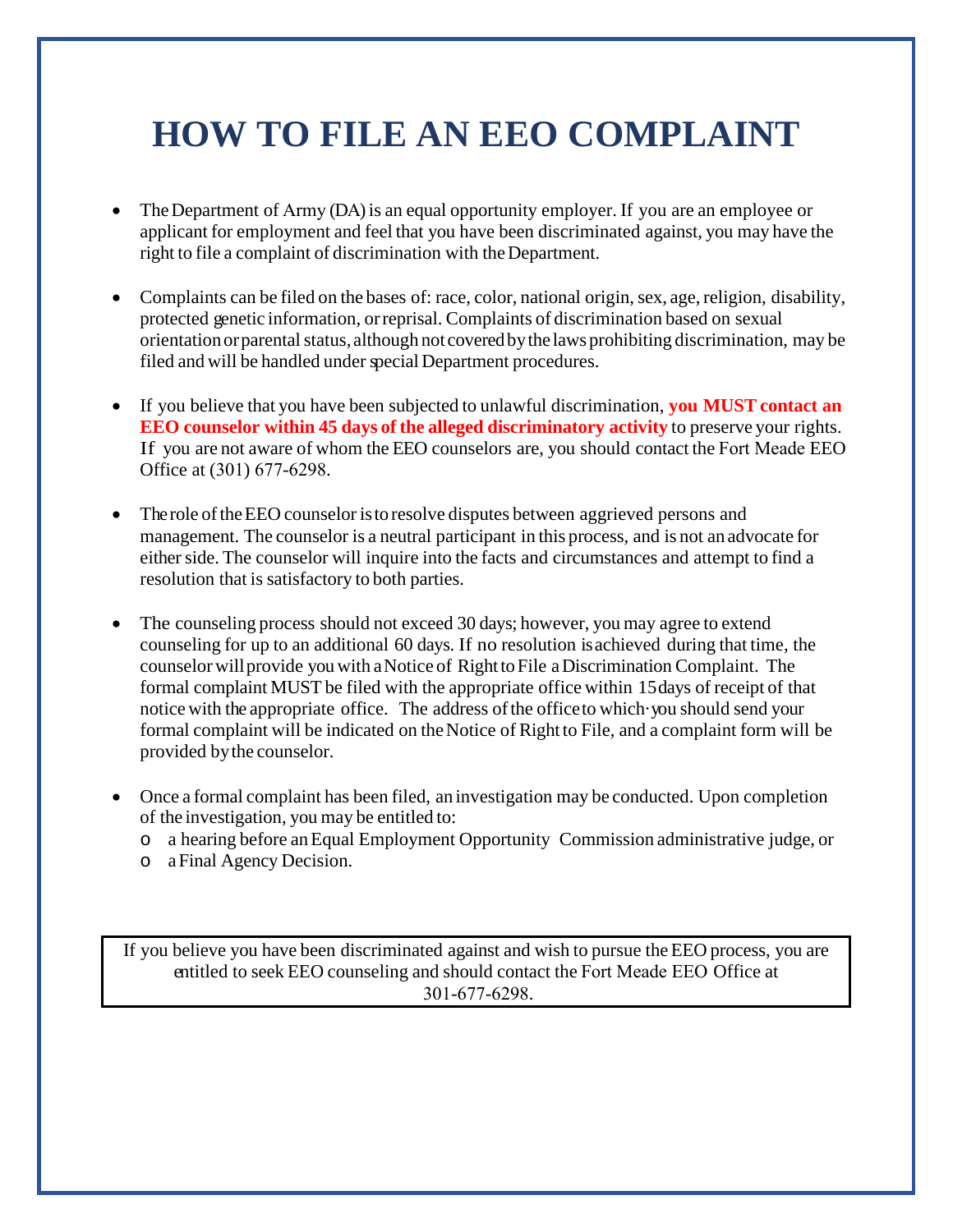# HOW TO FILE AN EEO COMPLAINT

- The Department of Army (DA) is an equal opportunity employer. If you are an employee or applicant for employment and feel that you have been discriminated against, you may have the right to file a complaint of discrimination with the Department.

- Complaints can be filed on the bases of: race, color, national origin, sex, age, religion, disability, protected genetic information, or reprisal. Complaints of discrimination based on sexual orientation or parental status, although not covered by the laws prohibiting discrimination, may be filed and will be handled under special Department procedures.

- If you believe that you have been subjected to unlawful discrimination, **you MUST contact an EEO counselor within 45 days of the alleged discriminatory activity** to preserve your rights. If you are not aware of whom the EEO counselors are, you should contact the Fort Meade EEO Office at (301) 677-6298.

- The role of the EEO counselor is to resolve disputes between aggrieved persons and management. The counselor is a neutral participant in this process, and is not an advocate for either side. The counselor will inquire into the facts and circumstances and attempt to find a resolution that is satisfactory to both parties.

- The counseling process should not exceed 30 days; however, you may agree to extend counseling for up to an additional 60 days. If no resolution is achieved during that time, the counselor will provide you with a Notice of Right to File a Discrimination Complaint. The formal complaint MUST be filed with the appropriate office within 15 days of receipt of that notice with the appropriate office. The address of the office to which you should send your formal complaint will be indicated on the Notice of Right to File, and a complaint form will be provided by the counselor.

- Once a formal complaint has been filed, an investigation may be conducted. Upon completion of the investigation, you may be entitled to:
  - a hearing before an Equal Employment Opportunity Commission administrative judge, or
  - a Final Agency Decision.

If you believe you have been discriminated against and wish to pursue the EEO process, you are entitled to seek EEO counseling and should contact the Fort Meade EEO Office at 301-677-6298.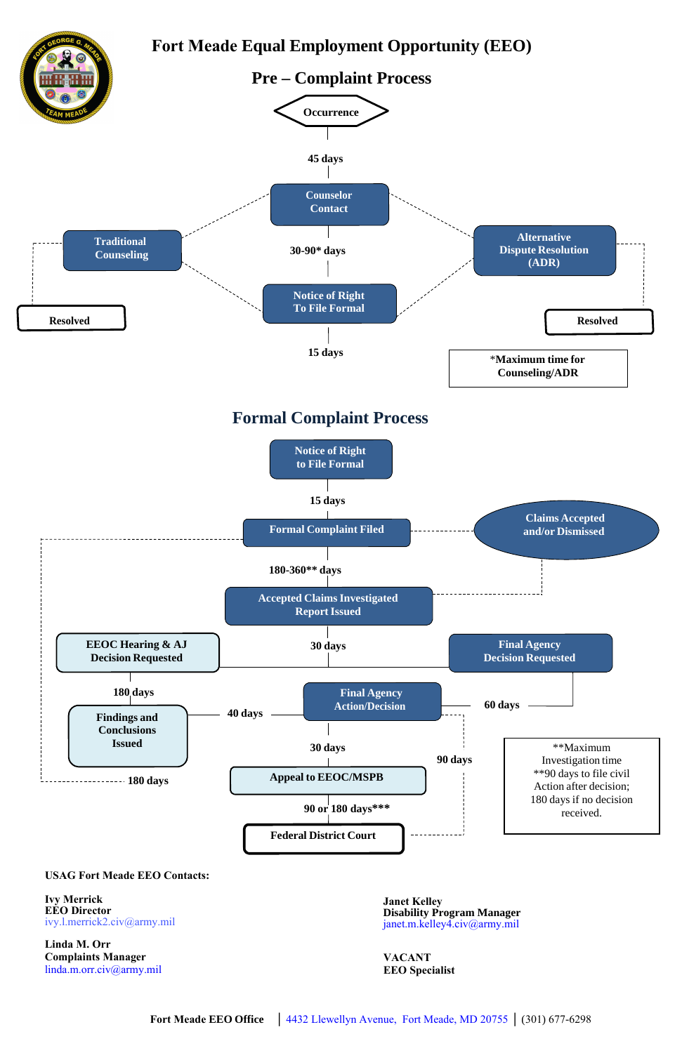# Fort Meade Equal Employment Opportunity (EEO)

## Pre – Complaint Process

Occurrence

45 days

Counselor Contact

Traditional Counseling

Alternative Dispute Resolution (ADR)

30-90* days

Notice of Right To File Formal

Resolved

Resolved

15 days

*Maximum time for Counseling/ADR

## Formal Complaint Process

Notice of Right to File Formal

15 days

Formal Complaint Filed

Claims Accepted and/or Dismissed

180-360** days

Accepted Claims Investigated Report Issued

EEOC Hearing & AJ Decision Requested

30 days

Final Agency Decision Requested

180 days

Findings and Conclusions Issued

40 days

Final Agency Action/Decision

60 days

30 days

90 days

180 days

Appeal to EEOC/MSPB

90 or 180 days***

Federal District Court

**Maximum Investigation time
**90 days to file civil Action after decision; 180 days if no decision received.

**USAG Fort Meade EEO Contacts:**

**Ivy Merrick**
**EEO Director**
ivy.l.merrick2.civ@army.mil

**Linda M. Orr**
**Complaints Manager**
linda.m.orr.civ@army.mil

**Janet Kelley**
**Disability Program Manager**
janet.m.kelley4.civ@army.mil

**VACANT**
**EEO Specialist**

**Fort Meade EEO Office** | 4432 Llewellyn Avenue, Fort Meade, MD 20755 | (301) 677-6298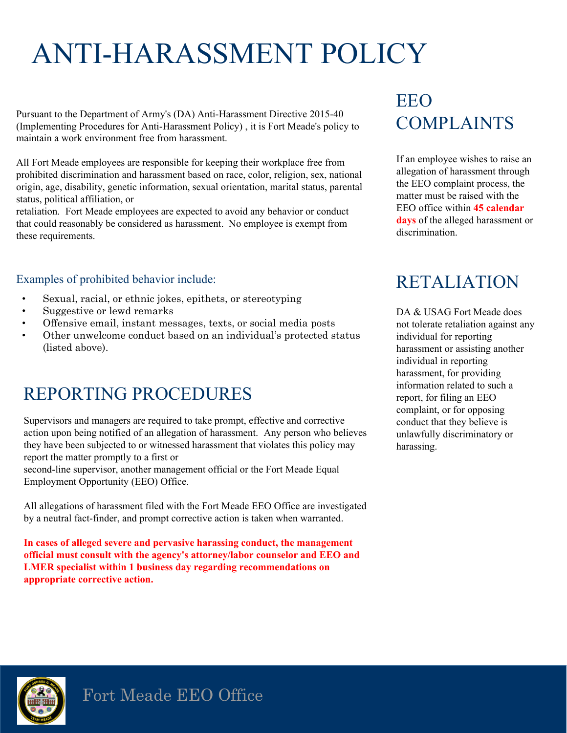# ANTI-HARASSMENT POLICY

Pursuant to the Department of Army's (DA) Anti-Harassment Directive 2015-40 (Implementing Procedures for Anti-Harassment Policy) , it is Fort Meade's policy to maintain a work environment free from harassment.

All Fort Meade employees are responsible for keeping their workplace free from prohibited discrimination and harassment based on race, color, religion, sex, national origin, age, disability, genetic information, sexual orientation, marital status, parental status, political affiliation, or retaliation. Fort Meade employees are expected to avoid any behavior or conduct that could reasonably be considered as harassment. No employee is exempt from these requirements.

### Examples of prohibited behavior include:

- Sexual, racial, or ethnic jokes, epithets, or stereotyping
- Suggestive or lewd remarks
- Offensive email, instant messages, texts, or social media posts
- Other unwelcome conduct based on an individual's protected status (listed above).

## REPORTING PROCEDURES

Supervisors and managers are required to take prompt, effective and corrective action upon being notified of an allegation of harassment. Any person who believes they have been subjected to or witnessed harassment that violates this policy may report the matter promptly to a first or second-line supervisor, another management official or the Fort Meade Equal Employment Opportunity (EEO) Office.

All allegations of harassment filed with the Fort Meade EEO Office are investigated by a neutral fact-finder, and prompt corrective action is taken when warranted.

**In cases of alleged severe and pervasive harassing conduct, the management official must consult with the agency's attorney/labor counselor and EEO and LMER specialist within 1 business day regarding recommendations on appropriate corrective action.**

## EEO COMPLAINTS

If an employee wishes to raise an allegation of harassment through the EEO complaint process, the matter must be raised with the EEO office within **45 calendar days** of the alleged harassment or discrimination.

## RETALIATION

DA & USAG Fort Meade does not tolerate retaliation against any individual for reporting harassment or assisting another individual in reporting harassment, for providing information related to such a report, for filing an EEO complaint, or for opposing conduct that they believe is unlawfully discriminatory or harassing.

Fort Meade EEO Office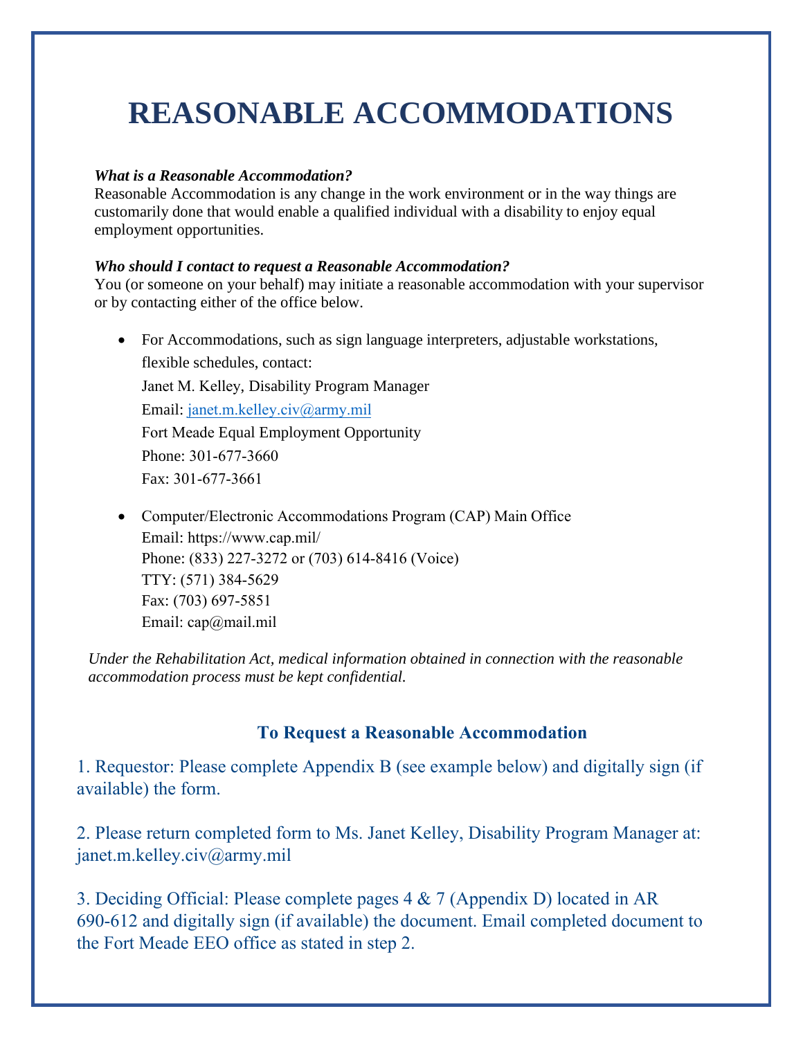# REASONABLE ACCOMMODATIONS

***What is a Reasonable Accommodation?***

Reasonable Accommodation is any change in the work environment or in the way things are customarily done that would enable a qualified individual with a disability to enjoy equal employment opportunities.

***Who should I contact to request a Reasonable Accommodation?***

You (or someone on your behalf) may initiate a reasonable accommodation with your supervisor or by contacting either of the office below.

- For Accommodations, such as sign language interpreters, adjustable workstations, flexible schedules, contact:
  Janet M. Kelley, Disability Program Manager
  Email: janet.m.kelley.civ@army.mil
  Fort Meade Equal Employment Opportunity
  Phone: 301-677-3660
  Fax: 301-677-3661

- Computer/Electronic Accommodations Program (CAP) Main Office
  Email: https://www.cap.mil/
  Phone: (833) 227-3272 or (703) 614-8416 (Voice)
  TTY: (571) 384-5629
  Fax: (703) 697-5851
  Email: cap@mail.mil

*Under the Rehabilitation Act, medical information obtained in connection with the reasonable accommodation process must be kept confidential.*

### To Request a Reasonable Accommodation

1. Requestor: Please complete Appendix B (see example below) and digitally sign (if available) the form.

2. Please return completed form to Ms. Janet Kelley, Disability Program Manager at: janet.m.kelley.civ@army.mil

3. Deciding Official: Please complete pages 4 & 7 (Appendix D) located in AR 690-612 and digitally sign (if available) the document. Email completed document to the Fort Meade EEO office as stated in step 2.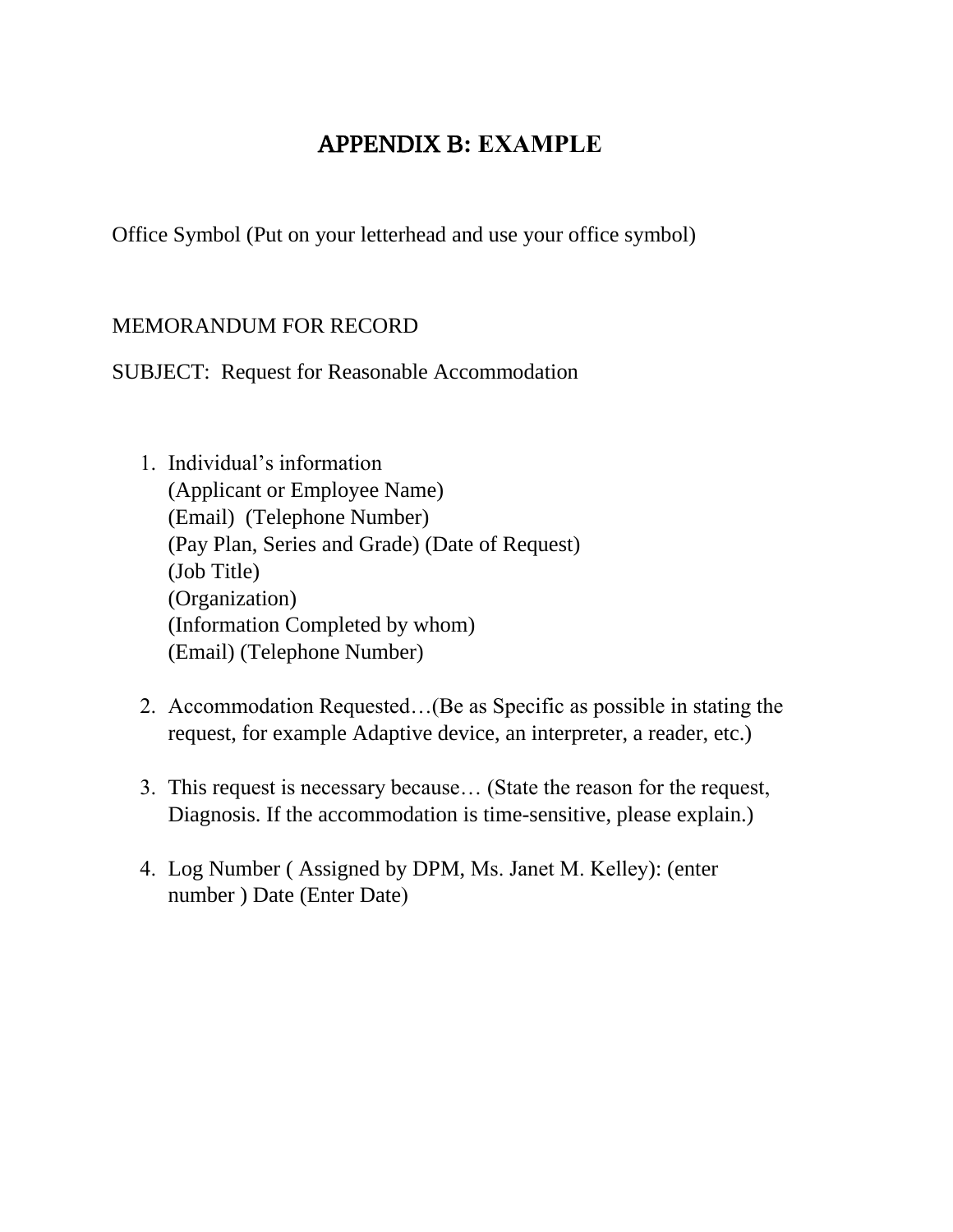# APPENDIX B: EXAMPLE

Office Symbol (Put on your letterhead and use your office symbol)

MEMORANDUM FOR RECORD

SUBJECT: Request for Reasonable Accommodation

1. Individual's information
   (Applicant or Employee Name)
   (Email) (Telephone Number)
   (Pay Plan, Series and Grade) (Date of Request)
   (Job Title)
   (Organization)
   (Information Completed by whom)
   (Email) (Telephone Number)

2. Accommodation Requested…(Be as Specific as possible in stating the request, for example Adaptive device, an interpreter, a reader, etc.)

3. This request is necessary because… (State the reason for the request, Diagnosis. If the accommodation is time-sensitive, please explain.)

4. Log Number ( Assigned by DPM, Ms. Janet M. Kelley): (enter number ) Date (Enter Date)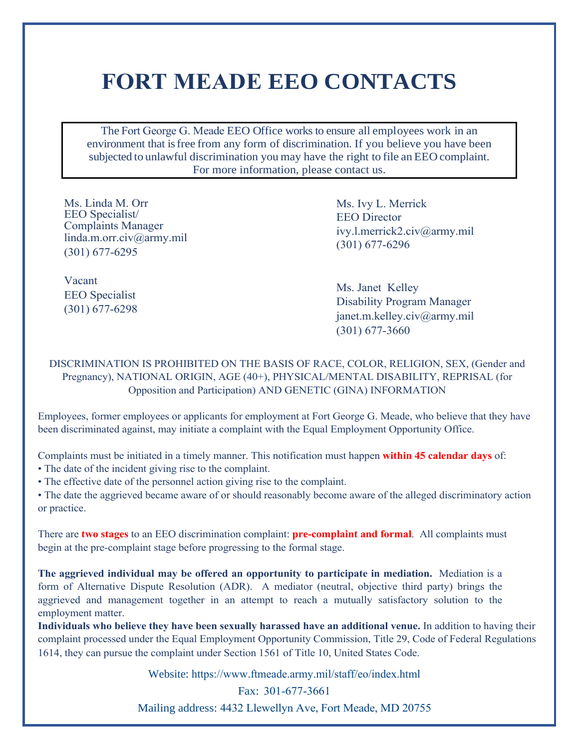# FORT MEADE EEO CONTACTS

The Fort George G. Meade EEO Office works to ensure all employees work in an environment that is free from any form of discrimination. If you believe you have been subjected to unlawful discrimination you may have the right to file an EEO complaint. For more information, please contact us.

Ms. Linda M. Orr
EEO Specialist/
Complaints Manager
linda.m.orr.civ@army.mil
(301) 677-6295

Vacant
EEO Specialist
(301) 677-6298

Ms. Ivy L. Merrick
EEO Director
ivy.l.merrick2.civ@army.mil
(301) 677-6296

Ms. Janet Kelley
Disability Program Manager
janet.m.kelley.civ@army.mil
(301) 677-3660

DISCRIMINATION IS PROHIBITED ON THE BASIS OF RACE, COLOR, RELIGION, SEX, (Gender and Pregnancy), NATIONAL ORIGIN, AGE (40+), PHYSICAL/MENTAL DISABILITY, REPRISAL (for Opposition and Participation) AND GENETIC (GINA) INFORMATION

Employees, former employees or applicants for employment at Fort George G. Meade, who believe that they have been discriminated against, may initiate a complaint with the Equal Employment Opportunity Office.

Complaints must be initiated in a timely manner. This notification must happen **within 45 calendar days** of:

- The date of the incident giving rise to the complaint.
- The effective date of the personnel action giving rise to the complaint.
- The date the aggrieved became aware of or should reasonably become aware of the alleged discriminatory action or practice.

There are **two stages** to an EEO discrimination complaint: **pre-complaint and formal**. All complaints must begin at the pre-complaint stage before progressing to the formal stage.

**The aggrieved individual may be offered an opportunity to participate in mediation.** Mediation is a form of Alternative Dispute Resolution (ADR). A mediator (neutral, objective third party) brings the aggrieved and management together in an attempt to reach a mutually satisfactory solution to the employment matter.

**Individuals who believe they have been sexually harassed have an additional venue.** In addition to having their complaint processed under the Equal Employment Opportunity Commission, Title 29, Code of Federal Regulations 1614, they can pursue the complaint under Section 1561 of Title 10, United States Code.

Website: https://www.ftmeade.army.mil/staff/eo/index.html

Fax: 301-677-3661

Mailing address: 4432 Llewellyn Ave, Fort Meade, MD 20755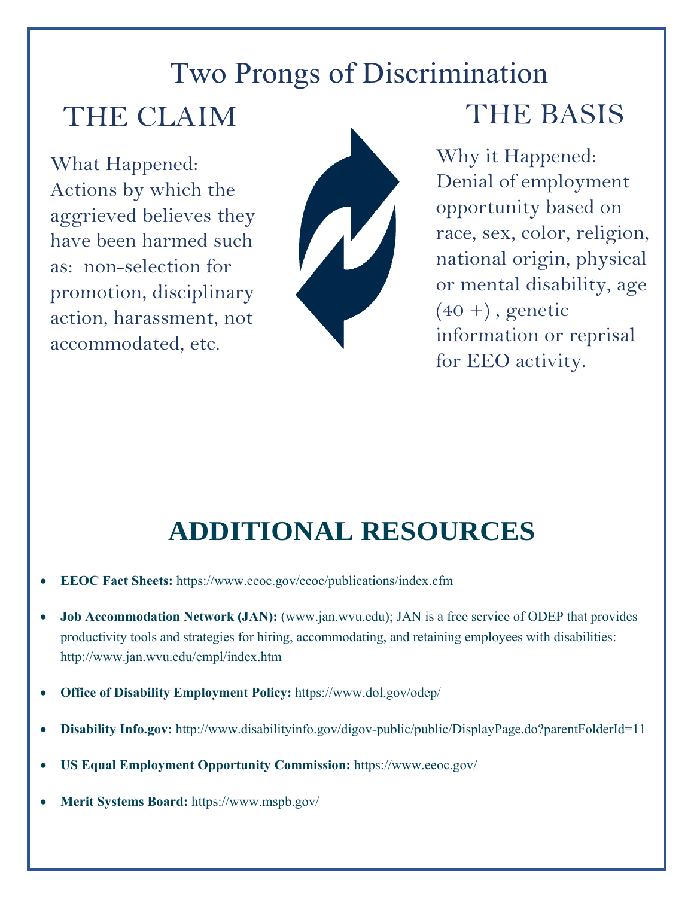# Two Prongs of Discrimination

## THE CLAIM

What Happened: Actions by which the aggrieved believes they have been harmed such as: non-selection for promotion, disciplinary action, harassment, not accommodated, etc.

## THE BASIS

Why it Happened: Denial of employment opportunity based on race, sex, color, religion, national origin, physical or mental disability, age (40 +) , genetic information or reprisal for EEO activity.

# ADDITIONAL RESOURCES

- **EEOC Fact Sheets:** https://www.eeoc.gov/eeoc/publications/index.cfm
- **Job Accommodation Network (JAN):** (www.jan.wvu.edu); JAN is a free service of ODEP that provides productivity tools and strategies for hiring, accommodating, and retaining employees with disabilities: http://www.jan.wvu.edu/empl/index.htm
- **Office of Disability Employment Policy:** https://www.dol.gov/odep/
- **Disability Info.gov:** http://www.disabilityinfo.gov/digov-public/public/DisplayPage.do?parentFolderId=11
- **US Equal Employment Opportunity Commission:** https://www.eeoc.gov/
- **Merit Systems Board:** https://www.mspb.gov/